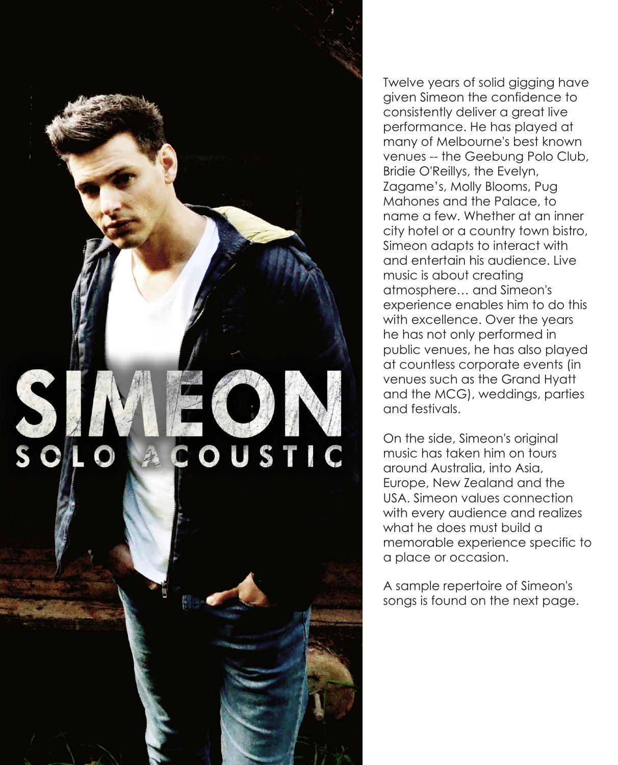# SIMEON

## SOLO ACOUSTIC

Twelve years of solid gigging have given Simeon the confidence to consistently deliver a great live performance. He has played at many of Melbourne's best known venues -- the Geebung Polo Club, Bridie O'Reillys, the Evelyn, Zagame's, Molly Blooms, Pug Mahones and the Palace, to name a few. Whether at an inner city hotel or a country town bistro, Simeon adapts to interact with and entertain his audience. Live music is about creating atmosphere… and Simeon's experience enables him to do this with excellence. Over the years he has not only performed in public venues, he has also played at countless corporate events (in venues such as the Grand Hyatt and the MCG), weddings, parties and festivals.

On the side, Simeon's original music has taken him on tours around Australia, into Asia, Europe, New Zealand and the USA. Simeon values connection with every audience and realizes what he does must build a memorable experience specific to a place or occasion.

A sample repertoire of Simeon's songs is found on the next page.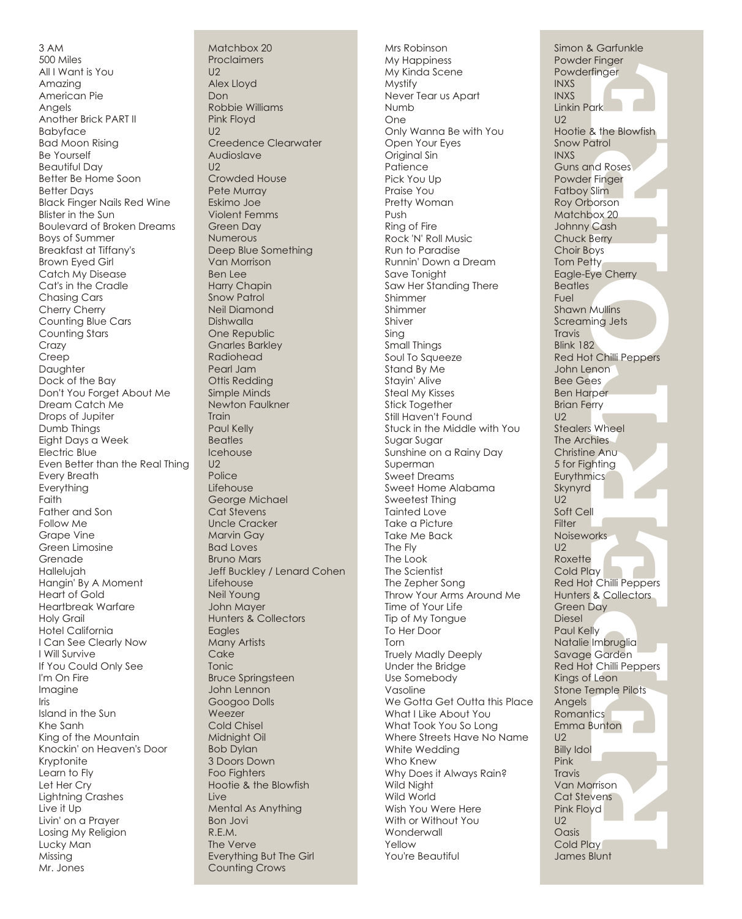| | |
|---|---|
| 3 AM | Matchbox 20 |
| 500 Miles | Proclaimers |
| All I Want is You | U2 |
| Amazing | Alex Lloyd |
| American Pie | Don |
| Angels | Robbie Williams |
| Another Brick PART II | Pink Floyd |
| Babyface | U2 |
| Bad Moon Rising | Creedence Clearwater |
| Be Yourself | Audioslave |
| Beautiful Day | U2 |
| Better Be Home Soon | Crowded House |
| Better Days | Pete Murray |
| Black Finger Nails Red Wine | Eskimo Joe |
| Blister in the Sun | Violent Femms |
| Boulevard of Broken Dreams | Green Day |
| Boys of Summer | Numerous |
| Breakfast at Tiffany's | Deep Blue Something |
| Brown Eyed Girl | Van Morrison |
| Catch My Disease | Ben Lee |
| Cat's in the Cradle | Harry Chapin |
| Chasing Cars | Snow Patrol |
| Cherry Cherry | Neil Diamond |
| Counting Blue Cars | Dishwalla |
| Counting Stars | One Republic |
| Crazy | Gnarles Barkley |
| Creep | Radiohead |
| Daughter | Pearl Jam |
| Dock of the Bay | Ottis Redding |
| Don't You Forget About Me | Simple Minds |
| Dream Catch Me | Newton Faulkner |
| Drops of Jupiter | Train |
| Dumb Things | Paul Kelly |
| Eight Days a Week | Beatles |
| Electric Blue | Icehouse |
| Even Better than the Real Thing | U2 |
| Every Breath | Police |
| Everything | Lifehouse |
| Faith | George Michael |
| Father and Son | Cat Stevens |
| Follow Me | Uncle Cracker |
| Grape Vine | Marvin Gay |
| Green Limosine | Bad Loves |
| Grenade | Bruno Mars |
| Hallelujah | Jeff Buckley / Lenard Cohen |
| Hangin' By A Moment | Lifehouse |
| Heart of Gold | Neil Young |
| Heartbreak Warfare | John Mayer |
| Holy Grail | Hunters & Collectors |
| Hotel California | Eagles |
| I Can See Clearly Now | Many Artists |
| I Will Survive | Cake |
| If You Could Only See | Tonic |
| I'm On Fire | Bruce Springsteen |
| Imagine | John Lennon |
| Iris | Googoo Dolls |
| Island in the Sun | Weezer |
| Khe Sanh | Cold Chisel |
| King of the Mountain | Midnight Oil |
| Knockin' on Heaven's Door | Bob Dylan |
| Kryptonite | 3 Doors Down |
| Learn to Fly | Foo Fighters |
| Let Her Cry | Hootie & the Blowfish |
| Lightning Crashes | Live |
| Live it Up | Mental As Anything |
| Livin' on a Prayer | Bon Jovi |
| Losing My Religion | R.E.M. |
| Lucky Man | The Verve |
| Missing | Everything But The Girl |
| Mr. Jones | Counting Crows |
| Mrs Robinson | Simon & Garfunkle |
| My Happiness | Powder Finger |
| My Kinda Scene | Powderfinger |
| Mystify | INXS |
| Never Tear us Apart | INXS |
| Numb | Linkin Park |
| One | U2 |
| Only Wanna Be with You | Hootie & the Blowfish |
| Open Your Eyes | Snow Patrol |
| Original Sin | INXS |
| Patience | Guns and Roses |
| Pick You Up | Powder Finger |
| Praise You | Fatboy Slim |
| Pretty Woman | Roy Orborson |
| Push | Matchbox 20 |
| Ring of Fire | Johnny Cash |
| Rock 'N' Roll Music | Chuck Berry |
| Run to Paradise | Choir Boys |
| Runnin' Down a Dream | Tom Petty |
| Save Tonight | Eagle-Eye Cherry |
| Saw Her Standing There | Beatles |
| Shimmer | Fuel |
| Shimmer | Shawn Mullins |
| Shiver | Screaming Jets |
| Sing | Travis |
| Small Things | Blink 182 |
| Soul To Squeeze | Red Hot Chilli Peppers |
| Stand By Me | John Lenon |
| Stayin' Alive | Bee Gees |
| Steal My Kisses | Ben Harper |
| Stick Together | Brian Ferry |
| Still Haven't Found | U2 |
| Stuck in the Middle with You | Stealers Wheel |
| Sugar Sugar | The Archies |
| Sunshine on a Rainy Day | Christine Anu |
| Superman | 5 for Fighting |
| Sweet Dreams | Eurythmics |
| Sweet Home Alabama | Skynyrd |
| Sweetest Thing | U2 |
| Tainted Love | Soft Cell |
| Take a Picture | Filter |
| Take Me Back | Noiseworks |
| The Fly | U2 |
| The Look | Roxette |
| The Scientist | Cold Play |
| The Zepher Song | Red Hot Chilli Peppers |
| Throw Your Arms Around Me | Hunters & Collectors |
| Time of Your Life | Green Day |
| Tip of My Tongue | Diesel |
| To Her Door | Paul Kelly |
| Torn | Natalie Imbruglia |
| Truely Madly Deeply | Savage Garden |
| Under the Bridge | Red Hot Chilli Peppers |
| Use Somebody | Kings of Leon |
| Vasoline | Stone Temple Pilots |
| We Gotta Get Outta this Place | Angels |
| What I Like About You | Romantics |
| What Took You So Long | Emma Bunton |
| Where Streets Have No Name | U2 |
| White Wedding | Billy Idol |
| Who Knew | Pink |
| Why Does it Always Rain? | Travis |
| Wild Night | Van Morrison |
| Wild World | Cat Stevens |
| Wish You Were Here | Pink Floyd |
| With or Without You | U2 |
| Wonderwall | Oasis |
| Yellow | Cold Play |
| You're Beautiful | James Blunt |